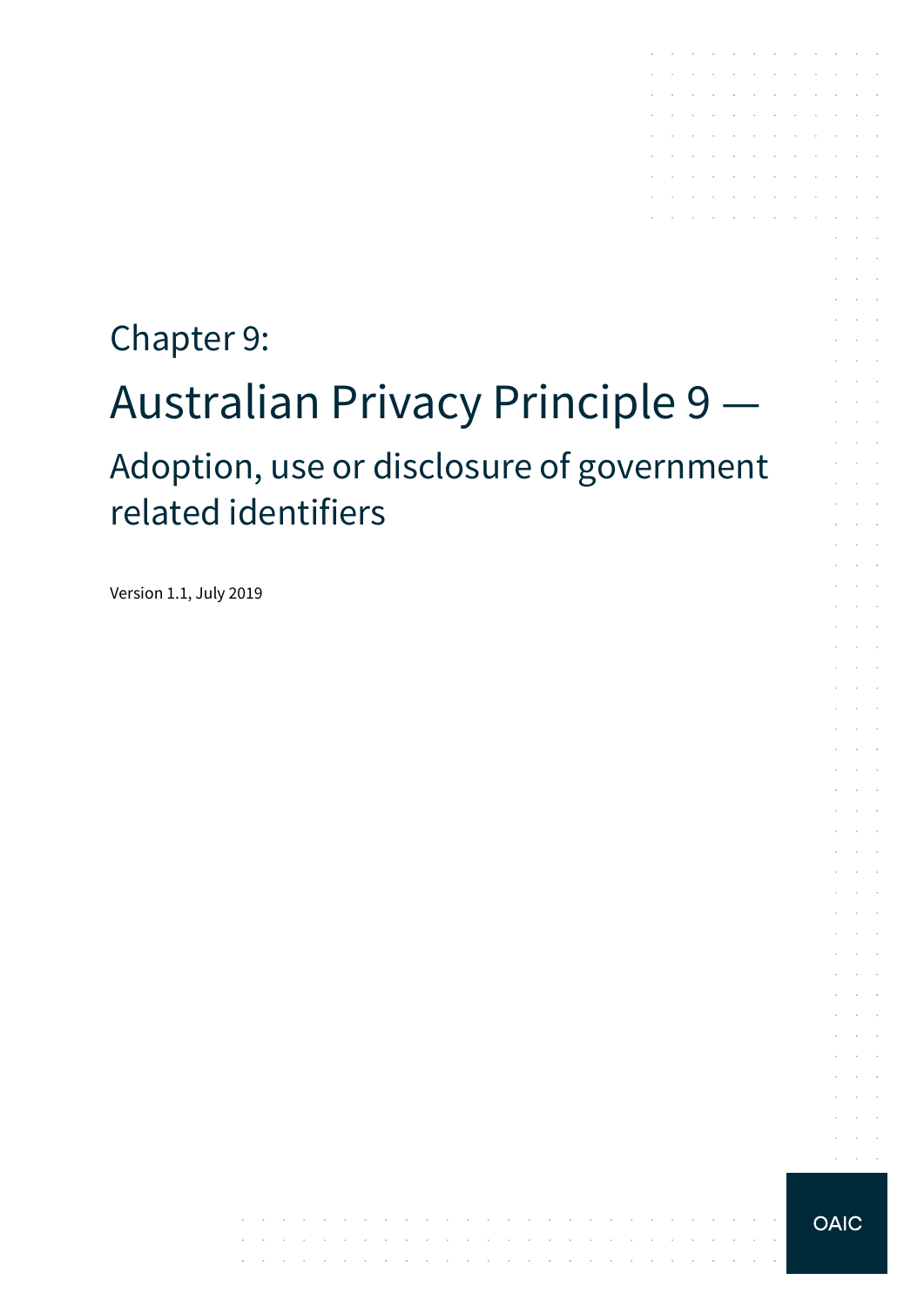Chapter 9:

# Australian Privacy Principle 9 —

## Adoption, use or disclosure of government related identifiers

Version 1.1, July 2019

OAIC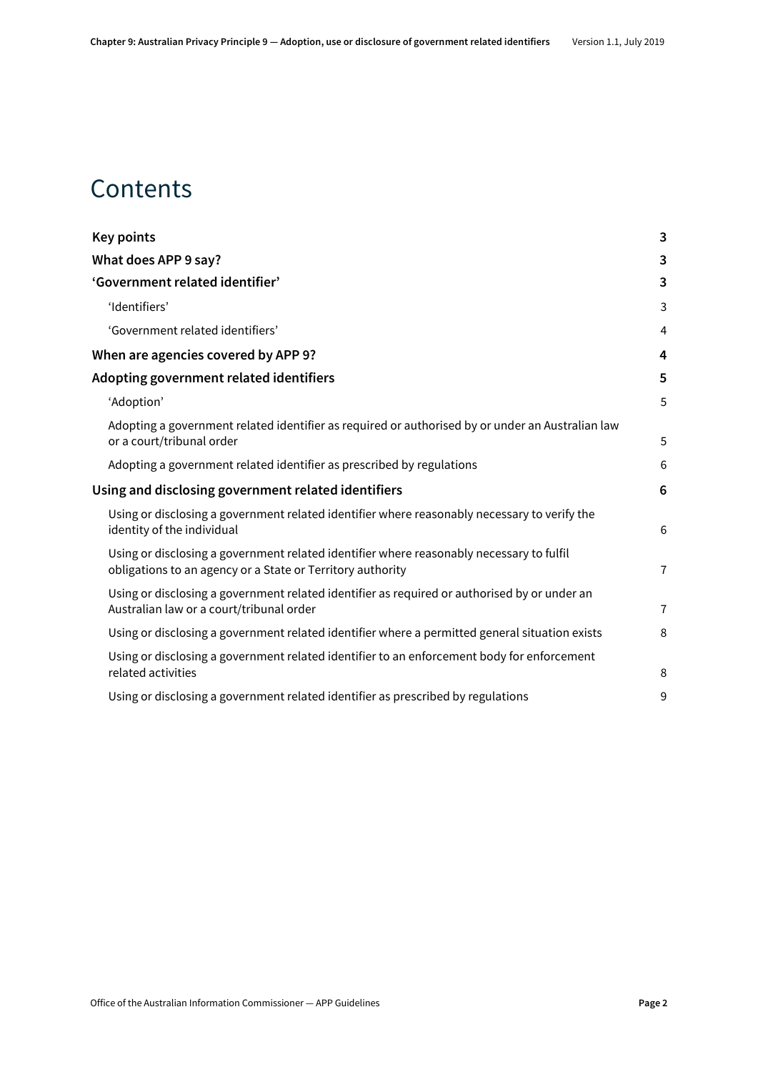# Contents

| | |
|---|---|
| **Key points** | **3** |
| **What does APP 9 say?** | **3** |
| **'Government related identifier'** | **3** |
| 'Identifiers' | 3 |
| 'Government related identifiers' | 4 |
| **When are agencies covered by APP 9?** | **4** |
| **Adopting government related identifiers** | **5** |
| 'Adoption' | 5 |
| Adopting a government related identifier as required or authorised by or under an Australian law or a court/tribunal order | 5 |
| Adopting a government related identifier as prescribed by regulations | 6 |
| **Using and disclosing government related identifiers** | **6** |
| Using or disclosing a government related identifier where reasonably necessary to verify the identity of the individual | 6 |
| Using or disclosing a government related identifier where reasonably necessary to fulfil obligations to an agency or a State or Territory authority | 7 |
| Using or disclosing a government related identifier as required or authorised by or under an Australian law or a court/tribunal order | 7 |
| Using or disclosing a government related identifier where a permitted general situation exists | 8 |
| Using or disclosing a government related identifier to an enforcement body for enforcement related activities | 8 |
| Using or disclosing a government related identifier as prescribed by regulations | 9 |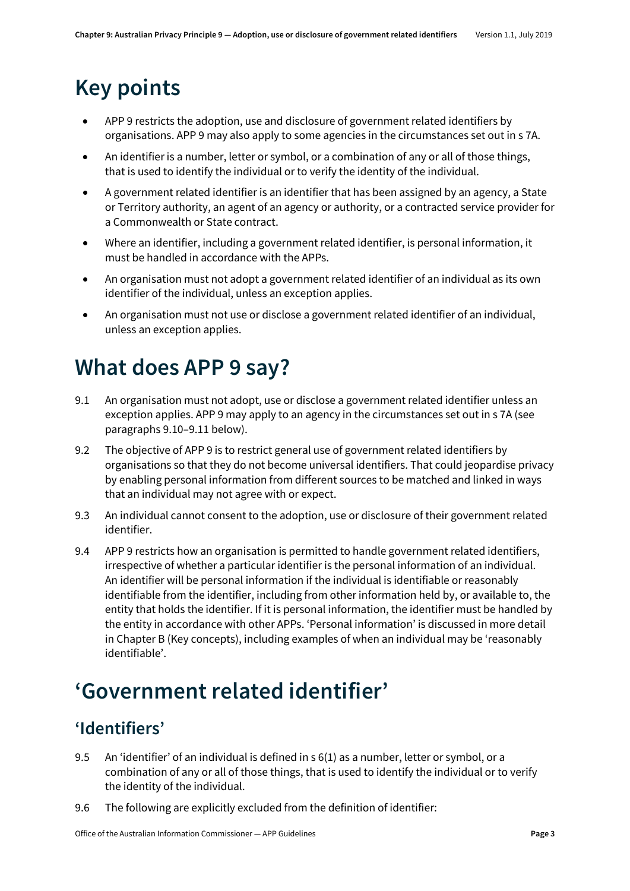# Key points

- APP 9 restricts the adoption, use and disclosure of government related identifiers by organisations. APP 9 may also apply to some agencies in the circumstances set out in s 7A.
- An identifier is a number, letter or symbol, or a combination of any or all of those things, that is used to identify the individual or to verify the identity of the individual.
- A government related identifier is an identifier that has been assigned by an agency, a State or Territory authority, an agent of an agency or authority, or a contracted service provider for a Commonwealth or State contract.
- Where an identifier, including a government related identifier, is personal information, it must be handled in accordance with the APPs.
- An organisation must not adopt a government related identifier of an individual as its own identifier of the individual, unless an exception applies.
- An organisation must not use or disclose a government related identifier of an individual, unless an exception applies.

# What does APP 9 say?

9.1 An organisation must not adopt, use or disclose a government related identifier unless an exception applies. APP 9 may apply to an agency in the circumstances set out in s 7A (see paragraphs 9.10–9.11 below).

9.2 The objective of APP 9 is to restrict general use of government related identifiers by organisations so that they do not become universal identifiers. That could jeopardise privacy by enabling personal information from different sources to be matched and linked in ways that an individual may not agree with or expect.

9.3 An individual cannot consent to the adoption, use or disclosure of their government related identifier.

9.4 APP 9 restricts how an organisation is permitted to handle government related identifiers, irrespective of whether a particular identifier is the personal information of an individual. An identifier will be personal information if the individual is identifiable or reasonably identifiable from the identifier, including from other information held by, or available to, the entity that holds the identifier. If it is personal information, the identifier must be handled by the entity in accordance with other APPs. 'Personal information' is discussed in more detail in Chapter B (Key concepts), including examples of when an individual may be 'reasonably identifiable'.

# 'Government related identifier'

## 'Identifiers'

9.5 An 'identifier' of an individual is defined in s 6(1) as a number, letter or symbol, or a combination of any or all of those things, that is used to identify the individual or to verify the identity of the individual.

9.6 The following are explicitly excluded from the definition of identifier: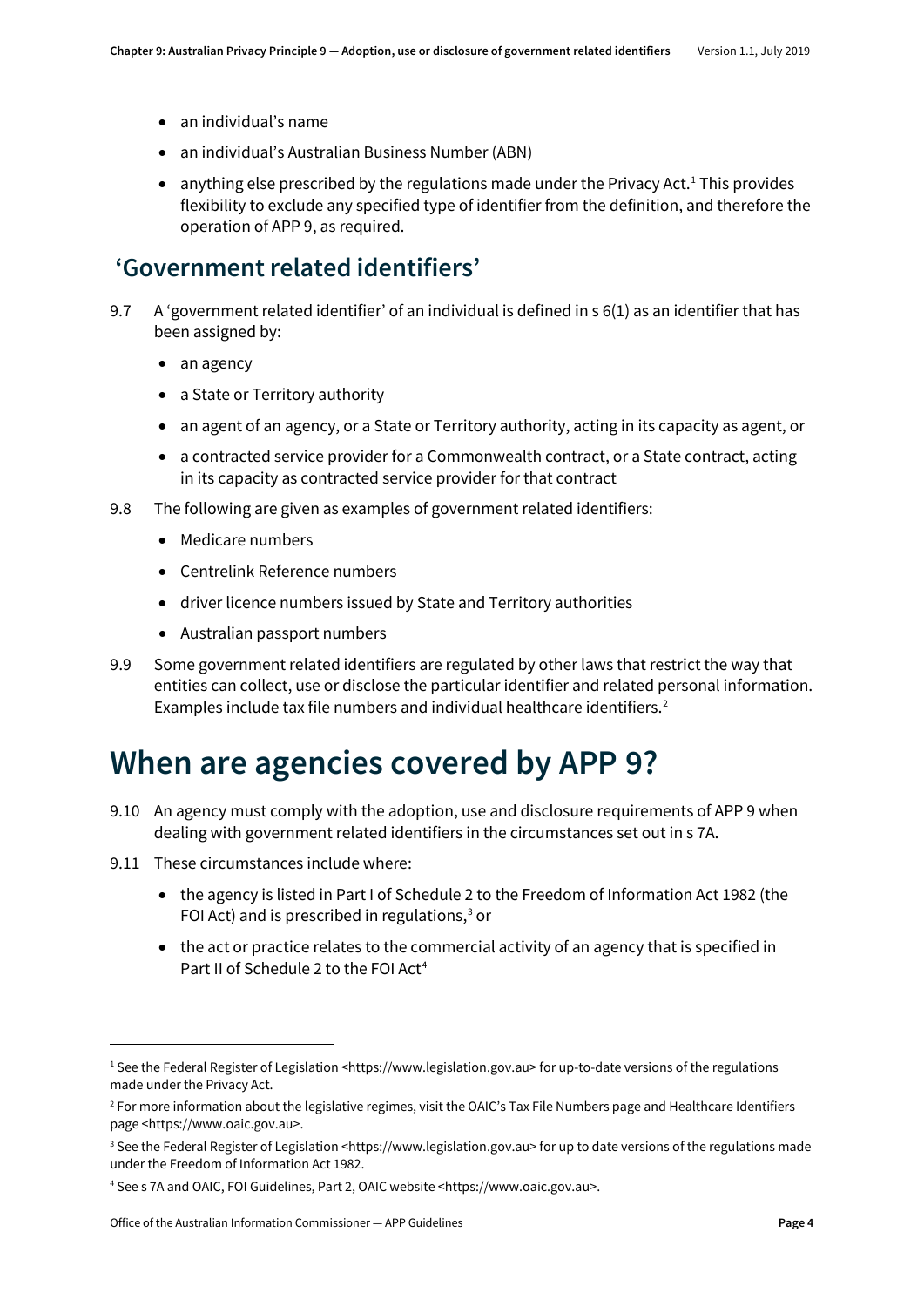- an individual's name
- an individual's Australian Business Number (ABN)
- anything else prescribed by the regulations made under the Privacy Act.[1] This provides flexibility to exclude any specified type of identifier from the definition, and therefore the operation of APP 9, as required.

## 'Government related identifiers'

9.7 A 'government related identifier' of an individual is defined in s 6(1) as an identifier that has been assigned by:

- an agency
- a State or Territory authority
- an agent of an agency, or a State or Territory authority, acting in its capacity as agent, or
- a contracted service provider for a Commonwealth contract, or a State contract, acting in its capacity as contracted service provider for that contract

9.8 The following are given as examples of government related identifiers:

- Medicare numbers
- Centrelink Reference numbers
- driver licence numbers issued by State and Territory authorities
- Australian passport numbers

9.9 Some government related identifiers are regulated by other laws that restrict the way that entities can collect, use or disclose the particular identifier and related personal information. Examples include tax file numbers and individual healthcare identifiers.[2]

# When are agencies covered by APP 9?

9.10 An agency must comply with the adoption, use and disclosure requirements of APP 9 when dealing with government related identifiers in the circumstances set out in s 7A.

9.11 These circumstances include where:

- the agency is listed in Part I of Schedule 2 to the Freedom of Information Act 1982 (the FOI Act) and is prescribed in regulations,[3] or
- the act or practice relates to the commercial activity of an agency that is specified in Part II of Schedule 2 to the FOI Act[4]

---

[1] See the Federal Register of Legislation <https://www.legislation.gov.au> for up-to-date versions of the regulations made under the Privacy Act.

[2] For more information about the legislative regimes, visit the OAIC's Tax File Numbers page and Healthcare Identifiers page <https://www.oaic.gov.au>.

[3] See the Federal Register of Legislation <https://www.legislation.gov.au> for up to date versions of the regulations made under the Freedom of Information Act 1982.

[4] See s 7A and OAIC, FOI Guidelines, Part 2, OAIC website <https://www.oaic.gov.au>.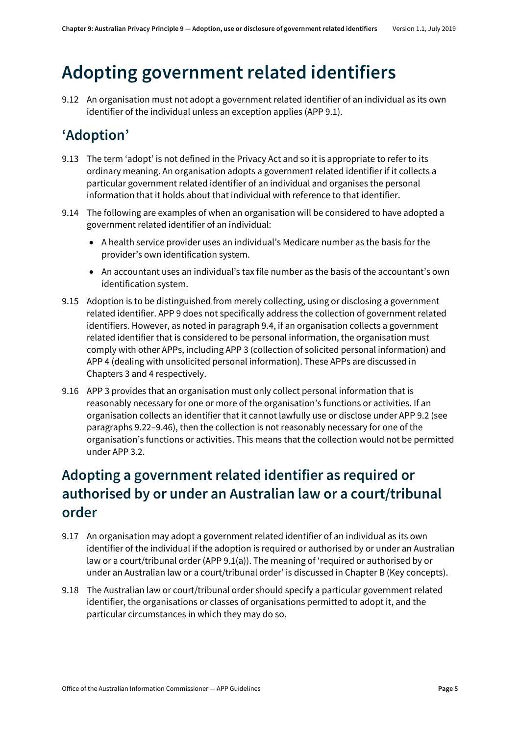# Adopting government related identifiers

9.12 An organisation must not adopt a government related identifier of an individual as its own identifier of the individual unless an exception applies (APP 9.1).

## 'Adoption'

9.13 The term 'adopt' is not defined in the Privacy Act and so it is appropriate to refer to its ordinary meaning. An organisation adopts a government related identifier if it collects a particular government related identifier of an individual and organises the personal information that it holds about that individual with reference to that identifier.

9.14 The following are examples of when an organisation will be considered to have adopted a government related identifier of an individual:

- A health service provider uses an individual's Medicare number as the basis for the provider's own identification system.
- An accountant uses an individual's tax file number as the basis of the accountant's own identification system.

9.15 Adoption is to be distinguished from merely collecting, using or disclosing a government related identifier. APP 9 does not specifically address the collection of government related identifiers. However, as noted in paragraph 9.4, if an organisation collects a government related identifier that is considered to be personal information, the organisation must comply with other APPs, including APP 3 (collection of solicited personal information) and APP 4 (dealing with unsolicited personal information). These APPs are discussed in Chapters 3 and 4 respectively.

9.16 APP 3 provides that an organisation must only collect personal information that is reasonably necessary for one or more of the organisation's functions or activities. If an organisation collects an identifier that it cannot lawfully use or disclose under APP 9.2 (see paragraphs 9.22–9.46), then the collection is not reasonably necessary for one of the organisation's functions or activities. This means that the collection would not be permitted under APP 3.2.

## Adopting a government related identifier as required or authorised by or under an Australian law or a court/tribunal order

9.17 An organisation may adopt a government related identifier of an individual as its own identifier of the individual if the adoption is required or authorised by or under an Australian law or a court/tribunal order (APP 9.1(a)). The meaning of 'required or authorised by or under an Australian law or a court/tribunal order' is discussed in Chapter B (Key concepts).

9.18 The Australian law or court/tribunal order should specify a particular government related identifier, the organisations or classes of organisations permitted to adopt it, and the particular circumstances in which they may do so.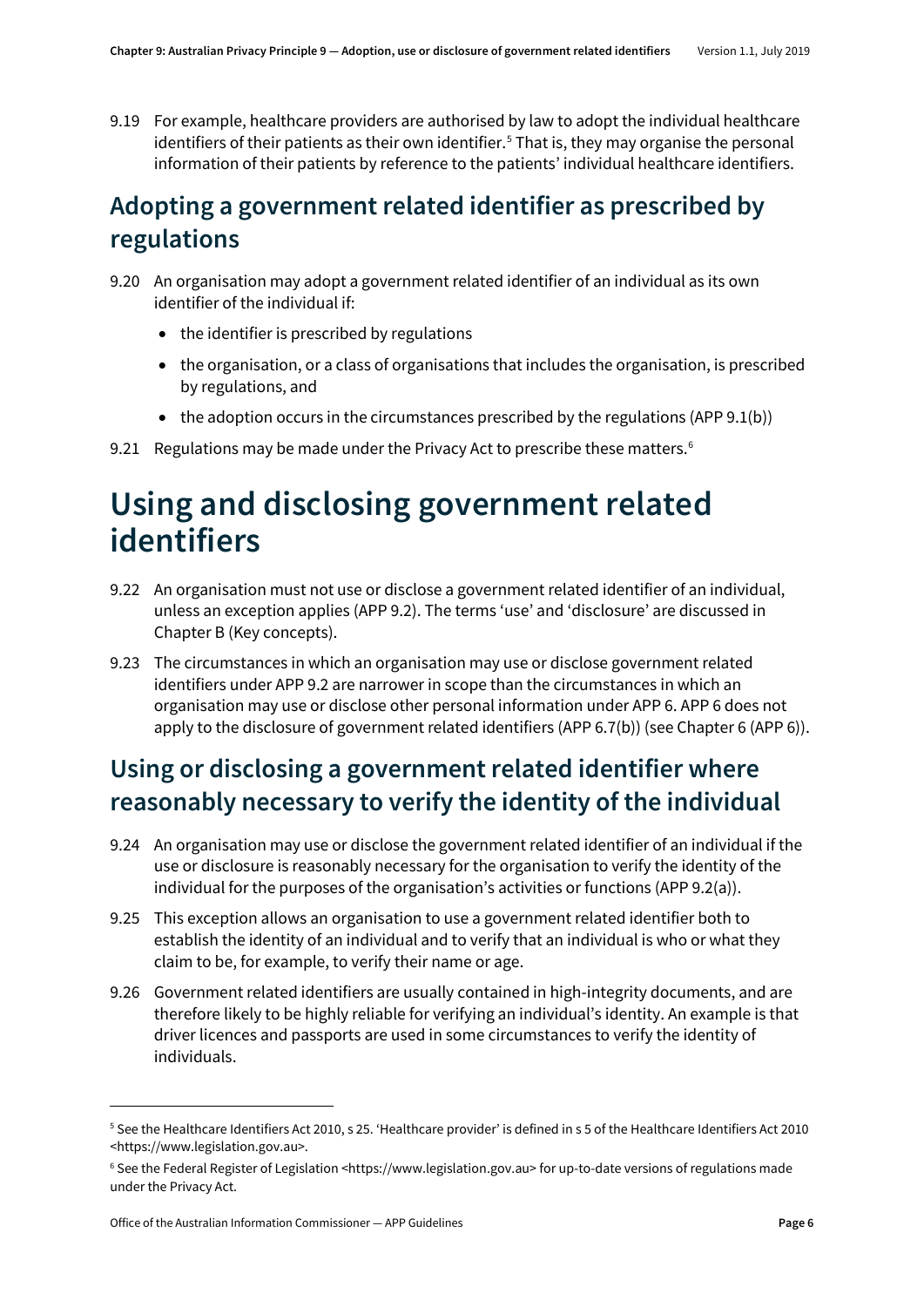9.19 For example, healthcare providers are authorised by law to adopt the individual healthcare identifiers of their patients as their own identifier.[5] That is, they may organise the personal information of their patients by reference to the patients' individual healthcare identifiers.

## Adopting a government related identifier as prescribed by regulations

9.20 An organisation may adopt a government related identifier of an individual as its own identifier of the individual if:

- the identifier is prescribed by regulations
- the organisation, or a class of organisations that includes the organisation, is prescribed by regulations, and
- the adoption occurs in the circumstances prescribed by the regulations (APP 9.1(b))

9.21 Regulations may be made under the Privacy Act to prescribe these matters.[6]

# Using and disclosing government related identifiers

9.22 An organisation must not use or disclose a government related identifier of an individual, unless an exception applies (APP 9.2). The terms 'use' and 'disclosure' are discussed in Chapter B (Key concepts).

9.23 The circumstances in which an organisation may use or disclose government related identifiers under APP 9.2 are narrower in scope than the circumstances in which an organisation may use or disclose other personal information under APP 6. APP 6 does not apply to the disclosure of government related identifiers (APP 6.7(b)) (see Chapter 6 (APP 6)).

## Using or disclosing a government related identifier where reasonably necessary to verify the identity of the individual

9.24 An organisation may use or disclose the government related identifier of an individual if the use or disclosure is reasonably necessary for the organisation to verify the identity of the individual for the purposes of the organisation's activities or functions (APP 9.2(a)).

9.25 This exception allows an organisation to use a government related identifier both to establish the identity of an individual and to verify that an individual is who or what they claim to be, for example, to verify their name or age.

9.26 Government related identifiers are usually contained in high-integrity documents, and are therefore likely to be highly reliable for verifying an individual's identity. An example is that driver licences and passports are used in some circumstances to verify the identity of individuals.

---

[5] See the Healthcare Identifiers Act 2010, s 25. 'Healthcare provider' is defined in s 5 of the Healthcare Identifiers Act 2010 <https://www.legislation.gov.au>.

[6] See the Federal Register of Legislation <https://www.legislation.gov.au> for up-to-date versions of regulations made under the Privacy Act.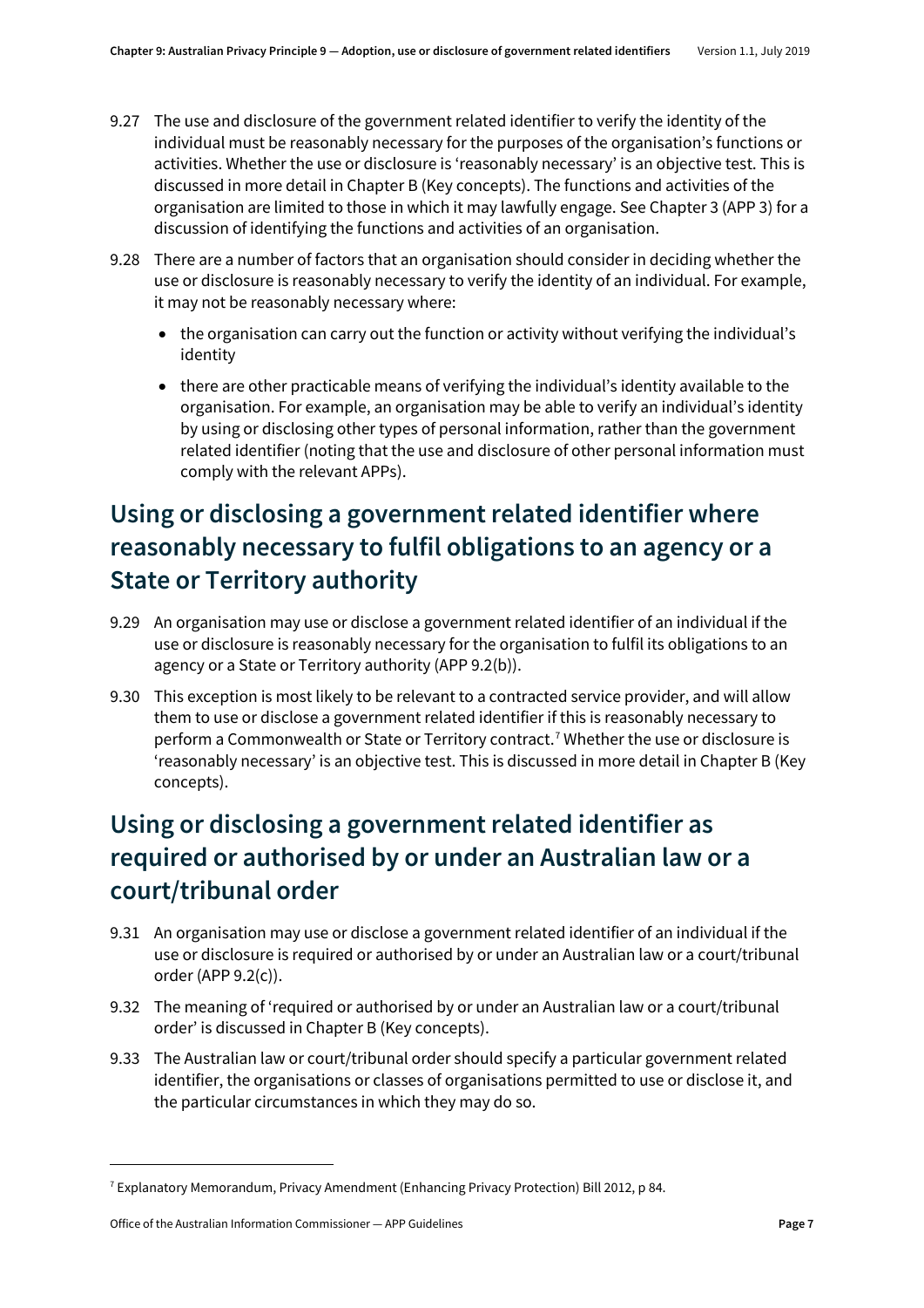9.27 The use and disclosure of the government related identifier to verify the identity of the individual must be reasonably necessary for the purposes of the organisation's functions or activities. Whether the use or disclosure is 'reasonably necessary' is an objective test. This is discussed in more detail in Chapter B (Key concepts). The functions and activities of the organisation are limited to those in which it may lawfully engage. See Chapter 3 (APP 3) for a discussion of identifying the functions and activities of an organisation.

9.28 There are a number of factors that an organisation should consider in deciding whether the use or disclosure is reasonably necessary to verify the identity of an individual. For example, it may not be reasonably necessary where:

- the organisation can carry out the function or activity without verifying the individual's identity
- there are other practicable means of verifying the individual's identity available to the organisation. For example, an organisation may be able to verify an individual's identity by using or disclosing other types of personal information, rather than the government related identifier (noting that the use and disclosure of other personal information must comply with the relevant APPs).

## Using or disclosing a government related identifier where reasonably necessary to fulfil obligations to an agency or a State or Territory authority

9.29 An organisation may use or disclose a government related identifier of an individual if the use or disclosure is reasonably necessary for the organisation to fulfil its obligations to an agency or a State or Territory authority (APP 9.2(b)).

9.30 This exception is most likely to be relevant to a contracted service provider, and will allow them to use or disclose a government related identifier if this is reasonably necessary to perform a Commonwealth or State or Territory contract.[7] Whether the use or disclosure is 'reasonably necessary' is an objective test. This is discussed in more detail in Chapter B (Key concepts).

## Using or disclosing a government related identifier as required or authorised by or under an Australian law or a court/tribunal order

9.31 An organisation may use or disclose a government related identifier of an individual if the use or disclosure is required or authorised by or under an Australian law or a court/tribunal order (APP 9.2(c)).

9.32 The meaning of 'required or authorised by or under an Australian law or a court/tribunal order' is discussed in Chapter B (Key concepts).

9.33 The Australian law or court/tribunal order should specify a particular government related identifier, the organisations or classes of organisations permitted to use or disclose it, and the particular circumstances in which they may do so.

---

[7] Explanatory Memorandum, Privacy Amendment (Enhancing Privacy Protection) Bill 2012, p 84.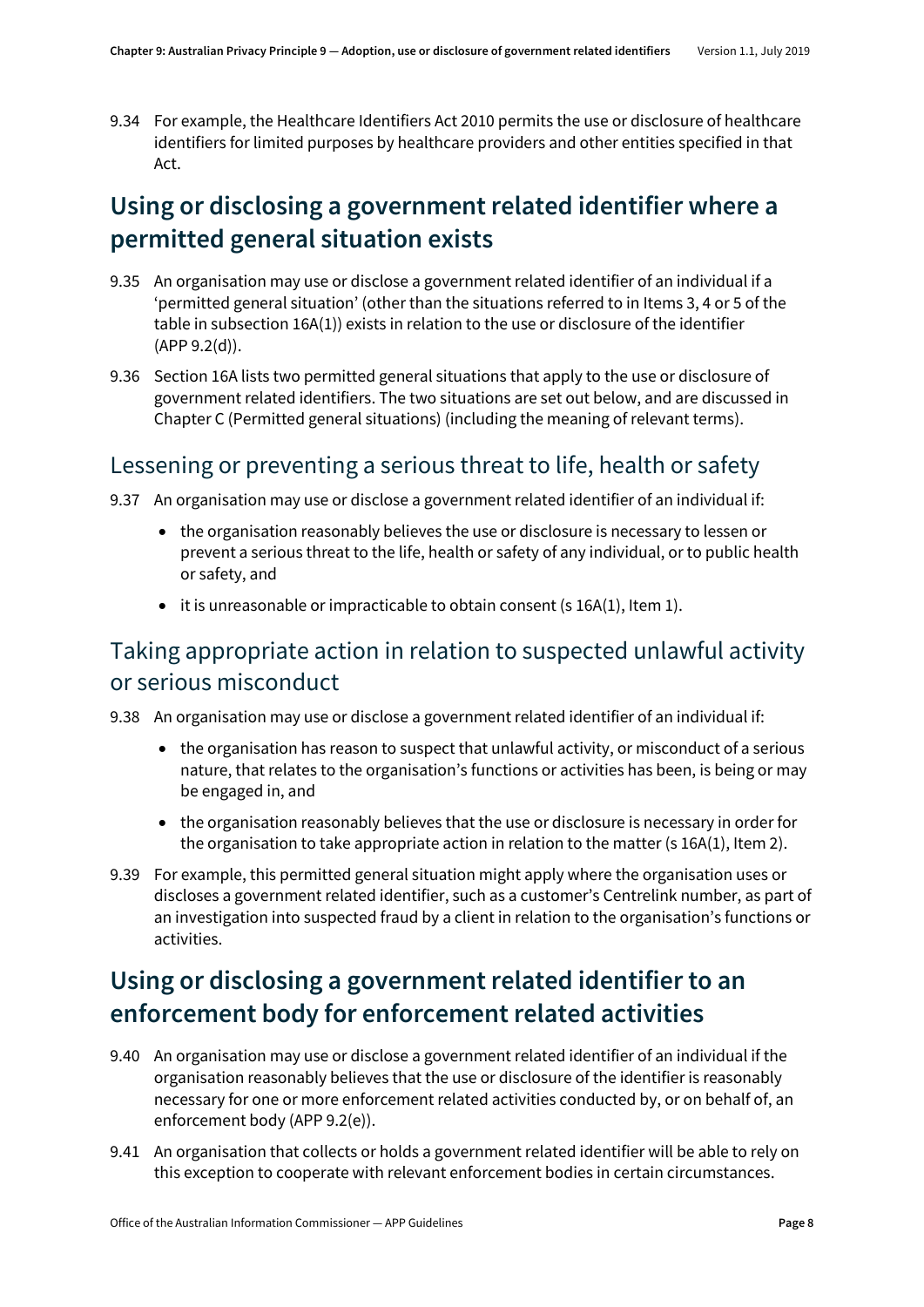9.34 For example, the Healthcare Identifiers Act 2010 permits the use or disclosure of healthcare identifiers for limited purposes by healthcare providers and other entities specified in that Act.

## Using or disclosing a government related identifier where a permitted general situation exists

9.35 An organisation may use or disclose a government related identifier of an individual if a 'permitted general situation' (other than the situations referred to in Items 3, 4 or 5 of the table in subsection 16A(1)) exists in relation to the use or disclosure of the identifier (APP 9.2(d)).

9.36 Section 16A lists two permitted general situations that apply to the use or disclosure of government related identifiers. The two situations are set out below, and are discussed in Chapter C (Permitted general situations) (including the meaning of relevant terms).

### Lessening or preventing a serious threat to life, health or safety

9.37 An organisation may use or disclose a government related identifier of an individual if:

- the organisation reasonably believes the use or disclosure is necessary to lessen or prevent a serious threat to the life, health or safety of any individual, or to public health or safety, and
- it is unreasonable or impracticable to obtain consent (s 16A(1), Item 1).

### Taking appropriate action in relation to suspected unlawful activity or serious misconduct

9.38 An organisation may use or disclose a government related identifier of an individual if:

- the organisation has reason to suspect that unlawful activity, or misconduct of a serious nature, that relates to the organisation's functions or activities has been, is being or may be engaged in, and
- the organisation reasonably believes that the use or disclosure is necessary in order for the organisation to take appropriate action in relation to the matter (s 16A(1), Item 2).

9.39 For example, this permitted general situation might apply where the organisation uses or discloses a government related identifier, such as a customer's Centrelink number, as part of an investigation into suspected fraud by a client in relation to the organisation's functions or activities.

## Using or disclosing a government related identifier to an enforcement body for enforcement related activities

9.40 An organisation may use or disclose a government related identifier of an individual if the organisation reasonably believes that the use or disclosure of the identifier is reasonably necessary for one or more enforcement related activities conducted by, or on behalf of, an enforcement body (APP 9.2(e)).

9.41 An organisation that collects or holds a government related identifier will be able to rely on this exception to cooperate with relevant enforcement bodies in certain circumstances.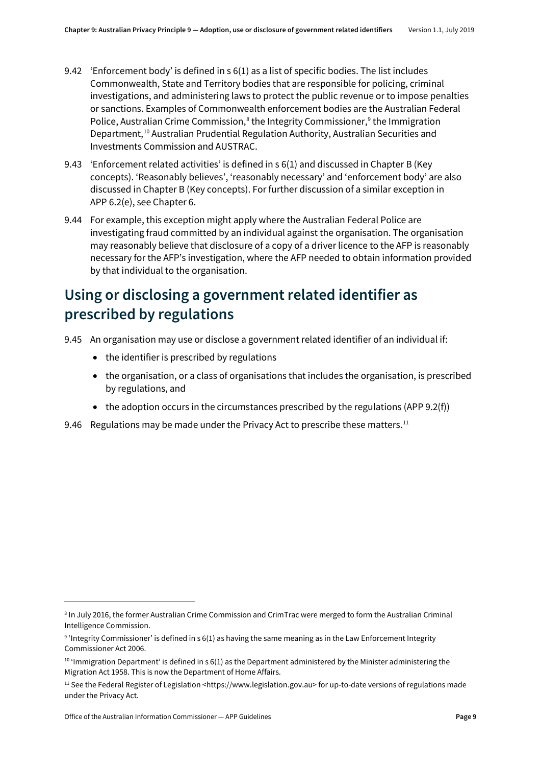9.42 'Enforcement body' is defined in s 6(1) as a list of specific bodies. The list includes Commonwealth, State and Territory bodies that are responsible for policing, criminal investigations, and administering laws to protect the public revenue or to impose penalties or sanctions. Examples of Commonwealth enforcement bodies are the Australian Federal Police, Australian Crime Commission,[8] the Integrity Commissioner,[9] the Immigration Department,[10] Australian Prudential Regulation Authority, Australian Securities and Investments Commission and AUSTRAC.

9.43 'Enforcement related activities' is defined in s 6(1) and discussed in Chapter B (Key concepts). 'Reasonably believes', 'reasonably necessary' and 'enforcement body' are also discussed in Chapter B (Key concepts). For further discussion of a similar exception in APP 6.2(e), see Chapter 6.

9.44 For example, this exception might apply where the Australian Federal Police are investigating fraud committed by an individual against the organisation. The organisation may reasonably believe that disclosure of a copy of a driver licence to the AFP is reasonably necessary for the AFP's investigation, where the AFP needed to obtain information provided by that individual to the organisation.

## Using or disclosing a government related identifier as prescribed by regulations

9.45 An organisation may use or disclose a government related identifier of an individual if:

- the identifier is prescribed by regulations
- the organisation, or a class of organisations that includes the organisation, is prescribed by regulations, and
- the adoption occurs in the circumstances prescribed by the regulations (APP 9.2(f))

9.46 Regulations may be made under the Privacy Act to prescribe these matters.[11]

---

[8] In July 2016, the former Australian Crime Commission and CrimTrac were merged to form the Australian Criminal Intelligence Commission.

[9] 'Integrity Commissioner' is defined in s 6(1) as having the same meaning as in the Law Enforcement Integrity Commissioner Act 2006.

[10] 'Immigration Department' is defined in s 6(1) as the Department administered by the Minister administering the Migration Act 1958. This is now the Department of Home Affairs.

[11] See the Federal Register of Legislation <https://www.legislation.gov.au> for up-to-date versions of regulations made under the Privacy Act.